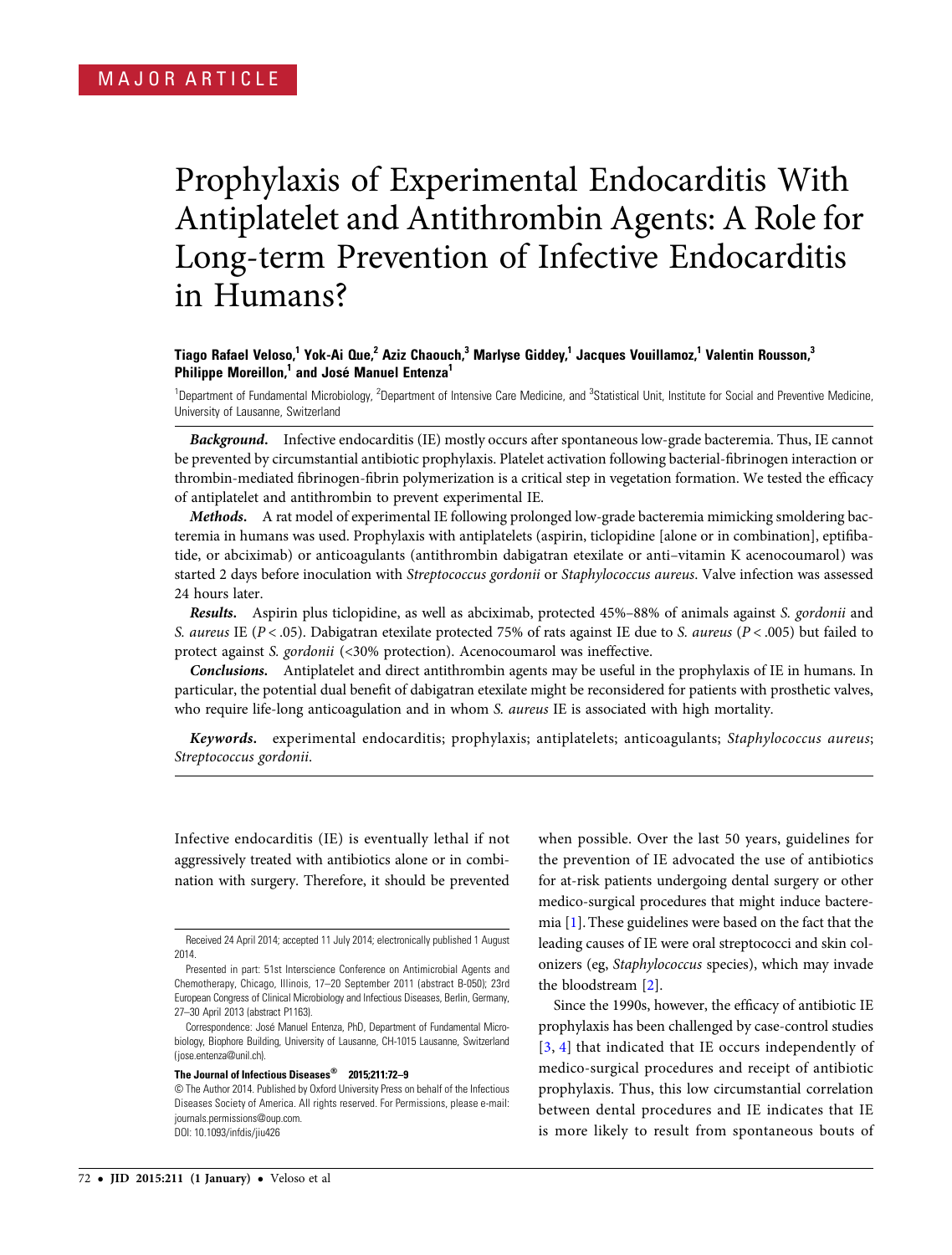MAJOR ARTICLE

# Prophylaxis of Experimental Endocarditis With Antiplatelet and Antithrombin Agents: A Role for Long-term Prevention of Infective Endocarditis in Humans?

**Tiago Rafael Veloso,[1] Yok-Ai Que,[2] Aziz Chaouch,[3] Marlyse Giddey,[1] Jacques Vouillamoz,[1] Valentin Rousson,[3] Philippe Moreillon,[1] and José Manuel Entenza[1]**

[1]Department of Fundamental Microbiology, [2]Department of Intensive Care Medicine, and [3]Statistical Unit, Institute for Social and Preventive Medicine, University of Lausanne, Switzerland

***Background.*** Infective endocarditis (IE) mostly occurs after spontaneous low-grade bacteremia. Thus, IE cannot be prevented by circumstantial antibiotic prophylaxis. Platelet activation following bacterial-fibrinogen interaction or thrombin-mediated fibrinogen-fibrin polymerization is a critical step in vegetation formation. We tested the efficacy of antiplatelet and antithrombin to prevent experimental IE.

***Methods.*** A rat model of experimental IE following prolonged low-grade bacteremia mimicking smoldering bacteremia in humans was used. Prophylaxis with antiplatelets (aspirin, ticlopidine [alone or in combination], eptifibatide, or abciximab) or anticoagulants (antithrombin dabigatran etexilate or anti–vitamin K acenocoumarol) was started 2 days before inoculation with *Streptococcus gordonii* or *Staphylococcus aureus*. Valve infection was assessed 24 hours later.

***Results.*** Aspirin plus ticlopidine, as well as abciximab, protected 45%–88% of animals against *S. gordonii* and *S. aureus* IE ($P < .05$). Dabigatran etexilate protected 75% of rats against IE due to *S. aureus* ($P < .005$) but failed to protect against *S. gordonii* (<30% protection). Acenocoumarol was ineffective.

***Conclusions.*** Antiplatelet and direct antithrombin agents may be useful in the prophylaxis of IE in humans. In particular, the potential dual benefit of dabigatran etexilate might be reconsidered for patients with prosthetic valves, who require life-long anticoagulation and in whom *S. aureus* IE is associated with high mortality.

***Keywords.*** experimental endocarditis; prophylaxis; antiplatelets; anticoagulants; *Staphylococcus aureus*; *Streptococcus gordonii*.

Infective endocarditis (IE) is eventually lethal if not aggressively treated with antibiotics alone or in combination with surgery. Therefore, it should be prevented when possible. Over the last 50 years, guidelines for the prevention of IE advocated the use of antibiotics for at-risk patients undergoing dental surgery or other medico-surgical procedures that might induce bacteremia [1]. These guidelines were based on the fact that the leading causes of IE were oral streptococci and skin colonizers (eg, *Staphylococcus* species), which may invade the bloodstream [2].

Since the 1990s, however, the efficacy of antibiotic IE prophylaxis has been challenged by case-control studies [3, 4] that indicated that IE occurs independently of medico-surgical procedures and receipt of antibiotic prophylaxis. Thus, this low circumstantial correlation between dental procedures and IE indicates that IE is more likely to result from spontaneous bouts of

Received 24 April 2014; accepted 11 July 2014; electronically published 1 August 2014.

Presented in part: 51st Interscience Conference on Antimicrobial Agents and Chemotherapy, Chicago, Illinois, 17–20 September 2011 (abstract B-050); 23rd European Congress of Clinical Microbiology and Infectious Diseases, Berlin, Germany, 27–30 April 2013 (abstract P1163).

Correspondence: José Manuel Entenza, PhD, Department of Fundamental Microbiology, Biophore Building, University of Lausanne, CH-1015 Lausanne, Switzerland (jose.entenza@unil.ch).

**The Journal of Infectious Diseases® 2015;211:72–9**

© The Author 2014. Published by Oxford University Press on behalf of the Infectious Diseases Society of America. All rights reserved. For Permissions, please e-mail: journals.permissions@oup.com.
DOI: 10.1093/infdis/jiu426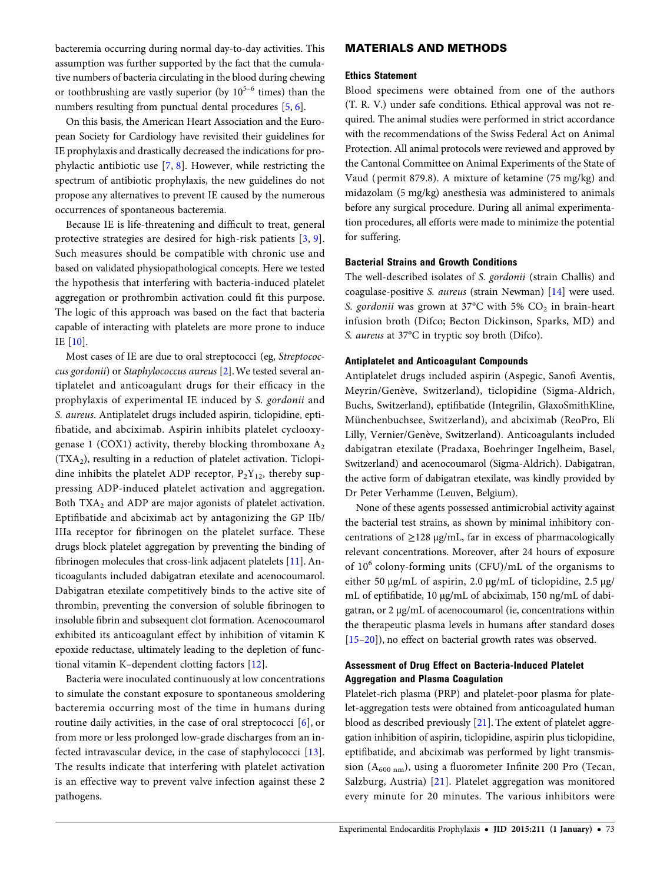bacteremia occurring during normal day-to-day activities. This assumption was further supported by the fact that the cumulative numbers of bacteria circulating in the blood during chewing or toothbrushing are vastly superior (by $10^{5–6}$ times) than the numbers resulting from punctual dental procedures [5, 6].

On this basis, the American Heart Association and the European Society for Cardiology have revisited their guidelines for IE prophylaxis and drastically decreased the indications for prophylactic antibiotic use [7, 8]. However, while restricting the spectrum of antibiotic prophylaxis, the new guidelines do not propose any alternatives to prevent IE caused by the numerous occurrences of spontaneous bacteremia.

Because IE is life-threatening and difficult to treat, general protective strategies are desired for high-risk patients [3, 9]. Such measures should be compatible with chronic use and based on validated physiopathological concepts. Here we tested the hypothesis that interfering with bacteria-induced platelet aggregation or prothrombin activation could fit this purpose. The logic of this approach was based on the fact that bacteria capable of interacting with platelets are more prone to induce IE [10].

Most cases of IE are due to oral streptococci (eg, *Streptococcus gordonii*) or *Staphylococcus aureus* [2]. We tested several antiplatelet and anticoagulant drugs for their efficacy in the prophylaxis of experimental IE induced by *S. gordonii* and *S. aureus*. Antiplatelet drugs included aspirin, ticlopidine, eptifibatide, and abciximab. Aspirin inhibits platelet cyclooxygenase 1 (COX1) activity, thereby blocking thromboxane $A_2$ ($TXA_2$), resulting in a reduction of platelet activation. Ticlopidine inhibits the platelet ADP receptor, $P_2Y_{12}$, thereby suppressing ADP-induced platelet activation and aggregation. Both $TXA_2$ and ADP are major agonists of platelet activation. Eptifibatide and abciximab act by antagonizing the GP IIb/IIIa receptor for fibrinogen on the platelet surface. These drugs block platelet aggregation by preventing the binding of fibrinogen molecules that cross-link adjacent platelets [11]. Anticoagulants included dabigatran etexilate and acenocoumarol. Dabigatran etexilate competitively binds to the active site of thrombin, preventing the conversion of soluble fibrinogen to insoluble fibrin and subsequent clot formation. Acenocoumarol exhibited its anticoagulant effect by inhibition of vitamin K epoxide reductase, ultimately leading to the depletion of functional vitamin K–dependent clotting factors [12].

Bacteria were inoculated continuously at low concentrations to simulate the constant exposure to spontaneous smoldering bacteremia occurring most of the time in humans during routine daily activities, in the case of oral streptococci [6], or from more or less prolonged low-grade discharges from an infected intravascular device, in the case of staphylococci [13]. The results indicate that interfering with platelet activation is an effective way to prevent valve infection against these 2 pathogens.

## MATERIALS AND METHODS

### Ethics Statement

Blood specimens were obtained from one of the authors (T. R. V.) under safe conditions. Ethical approval was not required. The animal studies were performed in strict accordance with the recommendations of the Swiss Federal Act on Animal Protection. All animal protocols were reviewed and approved by the Cantonal Committee on Animal Experiments of the State of Vaud (permit 879.8). A mixture of ketamine (75 mg/kg) and midazolam (5 mg/kg) anesthesia was administered to animals before any surgical procedure. During all animal experimentation procedures, all efforts were made to minimize the potential for suffering.

### Bacterial Strains and Growth Conditions

The well-described isolates of *S. gordonii* (strain Challis) and coagulase-positive *S. aureus* (strain Newman) [14] were used. *S. gordonii* was grown at 37°C with 5% $CO_2$ in brain-heart infusion broth (Difco; Becton Dickinson, Sparks, MD) and *S. aureus* at 37°C in tryptic soy broth (Difco).

### Antiplatelet and Anticoagulant Compounds

Antiplatelet drugs included aspirin (Aspegic, Sanofi Aventis, Meyrin/Genève, Switzerland), ticlopidine (Sigma-Aldrich, Buchs, Switzerland), eptifibatide (Integrilin, GlaxoSmithKline, Münchenbuchsee, Switzerland), and abciximab (ReoPro, Eli Lilly, Vernier/Genève, Switzerland). Anticoagulants included dabigatran etexilate (Pradaxa, Boehringer Ingelheim, Basel, Switzerland) and acenocoumarol (Sigma-Aldrich). Dabigatran, the active form of dabigatran etexilate, was kindly provided by Dr Peter Verhamme (Leuven, Belgium).

None of these agents possessed antimicrobial activity against the bacterial test strains, as shown by minimal inhibitory concentrations of ≥128 µg/mL, far in excess of pharmacologically relevant concentrations. Moreover, after 24 hours of exposure of $10^6$ colony-forming units (CFU)/mL of the organisms to either 50 µg/mL of aspirin, 2.0 µg/mL of ticlopidine, 2.5 µg/mL of eptifibatide, 10 µg/mL of abciximab, 150 ng/mL of dabigatran, or 2 µg/mL of acenocoumarol (ie, concentrations within the therapeutic plasma levels in humans after standard doses [15–20]), no effect on bacterial growth rates was observed.

### Assessment of Drug Effect on Bacteria-Induced Platelet Aggregation and Plasma Coagulation

Platelet-rich plasma (PRP) and platelet-poor plasma for platelet-aggregation tests were obtained from anticoagulated human blood as described previously [21]. The extent of platelet aggregation inhibition of aspirin, ticlopidine, aspirin plus ticlopidine, eptifibatide, and abciximab was performed by light transmission ($A_{600\ nm}$), using a fluorometer Infinite 200 Pro (Tecan, Salzburg, Austria) [21]. Platelet aggregation was monitored every minute for 20 minutes. The various inhibitors were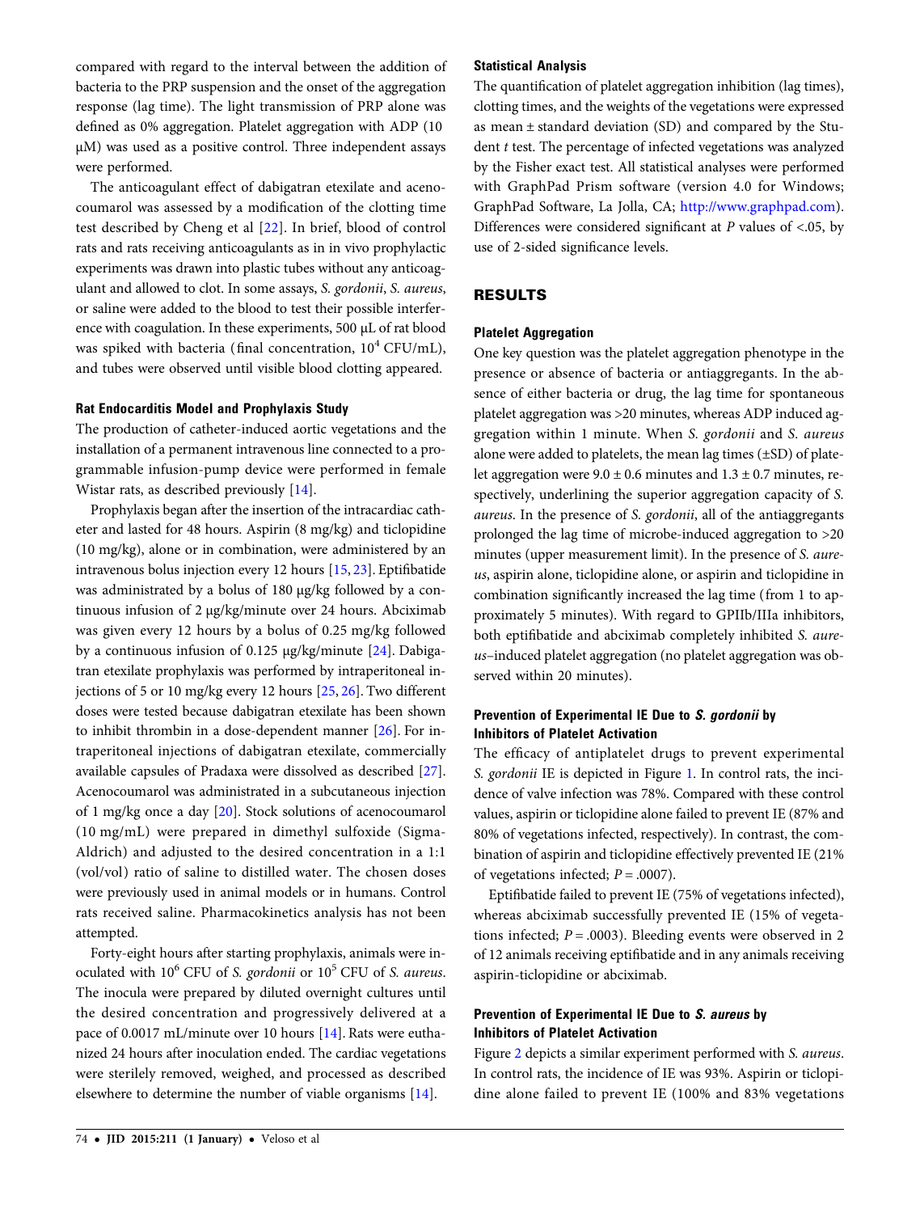compared with regard to the interval between the addition of bacteria to the PRP suspension and the onset of the aggregation response (lag time). The light transmission of PRP alone was defined as 0% aggregation. Platelet aggregation with ADP (10 µM) was used as a positive control. Three independent assays were performed.

The anticoagulant effect of dabigatran etexilate and acenocoumarol was assessed by a modification of the clotting time test described by Cheng et al [22]. In brief, blood of control rats and rats receiving anticoagulants as in in vivo prophylactic experiments was drawn into plastic tubes without any anticoagulant and allowed to clot. In some assays, *S. gordonii*, *S. aureus*, or saline were added to the blood to test their possible interference with coagulation. In these experiments, 500 µL of rat blood was spiked with bacteria (final concentration, $10^4$ CFU/mL), and tubes were observed until visible blood clotting appeared.

### Rat Endocarditis Model and Prophylaxis Study

The production of catheter-induced aortic vegetations and the installation of a permanent intravenous line connected to a programmable infusion-pump device were performed in female Wistar rats, as described previously [14].

Prophylaxis began after the insertion of the intracardiac catheter and lasted for 48 hours. Aspirin (8 mg/kg) and ticlopidine (10 mg/kg), alone or in combination, were administered by an intravenous bolus injection every 12 hours [15, 23]. Eptifibatide was administrated by a bolus of 180 µg/kg followed by a continuous infusion of 2 µg/kg/minute over 24 hours. Abciximab was given every 12 hours by a bolus of 0.25 mg/kg followed by a continuous infusion of 0.125 µg/kg/minute [24]. Dabigatran etexilate prophylaxis was performed by intraperitoneal injections of 5 or 10 mg/kg every 12 hours [25, 26]. Two different doses were tested because dabigatran etexilate has been shown to inhibit thrombin in a dose-dependent manner [26]. For intraperitoneal injections of dabigatran etexilate, commercially available capsules of Pradaxa were dissolved as described [27]. Acenocoumarol was administrated in a subcutaneous injection of 1 mg/kg once a day [20]. Stock solutions of acenocoumarol (10 mg/mL) were prepared in dimethyl sulfoxide (Sigma-Aldrich) and adjusted to the desired concentration in a 1:1 (vol/vol) ratio of saline to distilled water. The chosen doses were previously used in animal models or in humans. Control rats received saline. Pharmacokinetics analysis has not been attempted.

Forty-eight hours after starting prophylaxis, animals were inoculated with $10^6$ CFU of *S. gordonii* or $10^5$ CFU of *S. aureus*. The inocula were prepared by diluted overnight cultures until the desired concentration and progressively delivered at a pace of 0.0017 mL/minute over 10 hours [14]. Rats were euthanized 24 hours after inoculation ended. The cardiac vegetations were sterilely removed, weighed, and processed as described elsewhere to determine the number of viable organisms [14].

### Statistical Analysis

The quantification of platelet aggregation inhibition (lag times), clotting times, and the weights of the vegetations were expressed as mean ± standard deviation (SD) and compared by the Student *t* test. The percentage of infected vegetations was analyzed by the Fisher exact test. All statistical analyses were performed with GraphPad Prism software (version 4.0 for Windows; GraphPad Software, La Jolla, CA; http://www.graphpad.com). Differences were considered significant at *P* values of <.05, by use of 2-sided significance levels.

## RESULTS

### Platelet Aggregation

One key question was the platelet aggregation phenotype in the presence or absence of bacteria or antiaggregants. In the absence of either bacteria or drug, the lag time for spontaneous platelet aggregation was >20 minutes, whereas ADP induced aggregation within 1 minute. When *S. gordonii* and *S. aureus* alone were added to platelets, the mean lag times (±SD) of platelet aggregation were 9.0 ± 0.6 minutes and 1.3 ± 0.7 minutes, respectively, underlining the superior aggregation capacity of *S. aureus*. In the presence of *S. gordonii*, all of the antiaggregants prolonged the lag time of microbe-induced aggregation to >20 minutes (upper measurement limit). In the presence of *S. aureus*, aspirin alone, ticlopidine alone, or aspirin and ticlopidine in combination significantly increased the lag time (from 1 to approximately 5 minutes). With regard to GPIIb/IIIa inhibitors, both eptifibatide and abciximab completely inhibited *S. aureus*–induced platelet aggregation (no platelet aggregation was observed within 20 minutes).

### Prevention of Experimental IE Due to *S. gordonii* by Inhibitors of Platelet Activation

The efficacy of antiplatelet drugs to prevent experimental *S. gordonii* IE is depicted in Figure 1. In control rats, the incidence of valve infection was 78%. Compared with these control values, aspirin or ticlopidine alone failed to prevent IE (87% and 80% of vegetations infected, respectively). In contrast, the combination of aspirin and ticlopidine effectively prevented IE (21% of vegetations infected; *P* = .0007).

Eptifibatide failed to prevent IE (75% of vegetations infected), whereas abciximab successfully prevented IE (15% of vegetations infected; *P* = .0003). Bleeding events were observed in 2 of 12 animals receiving eptifibatide and in any animals receiving aspirin-ticlopidine or abciximab.

### Prevention of Experimental IE Due to *S. aureus* by Inhibitors of Platelet Activation

Figure 2 depicts a similar experiment performed with *S. aureus*. In control rats, the incidence of IE was 93%. Aspirin or ticlopidine alone failed to prevent IE (100% and 83% vegetations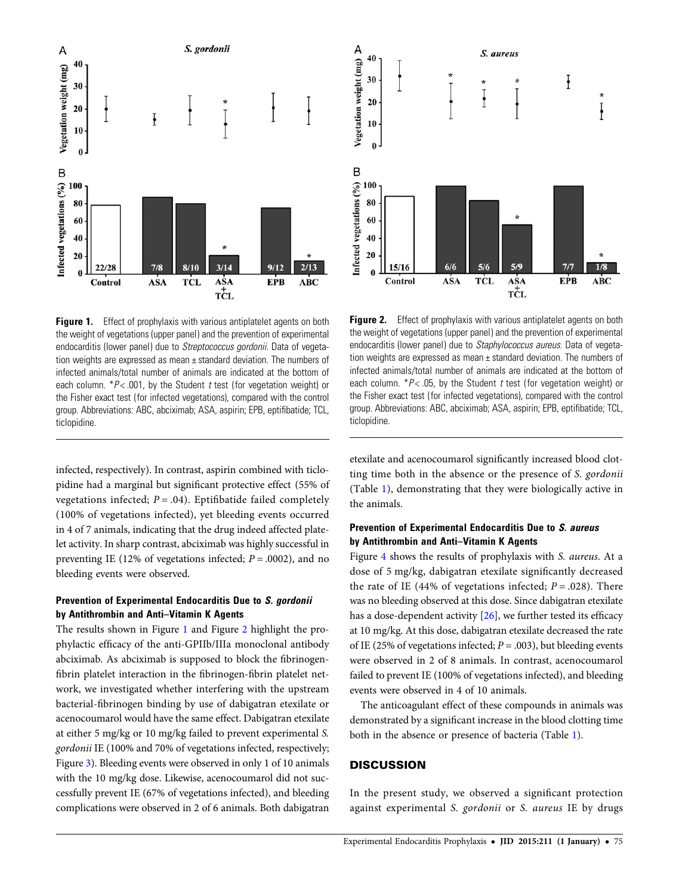**Figure 1.** Effect of prophylaxis with various antiplatelet agents on both the weight of vegetations (upper panel) and the prevention of experimental endocarditis (lower panel) due to *Streptococcus gordonii*. Data of vegetation weights are expressed as mean ± standard deviation. The numbers of infected animals/total number of animals are indicated at the bottom of each column. $^*P < .001$, by the Student *t* test (for vegetation weight) or the Fisher exact test (for infected vegetations), compared with the control group. Abbreviations: ABC, abciximab; ASA, aspirin; EPB, eptifibatide; TCL, ticlopidine.

**Figure 2.** Effect of prophylaxis with various antiplatelet agents on both the weight of vegetations (upper panel) and the prevention of experimental endocarditis (lower panel) due to *Staphylococcus aureus*. Data of vegetation weights are expressed as mean ± standard deviation. The numbers of infected animals/total number of animals are indicated at the bottom of each column. $^*P < .05$, by the Student *t* test (for vegetation weight) or the Fisher exact test (for infected vegetations), compared with the control group. Abbreviations: ABC, abciximab; ASA, aspirin; EPB, eptifibatide; TCL, ticlopidine.

infected, respectively). In contrast, aspirin combined with ticlopidine had a marginal but significant protective effect (55% of vegetations infected; $P = .04$). Eptifibatide failed completely (100% of vegetations infected), yet bleeding events occurred in 4 of 7 animals, indicating that the drug indeed affected platelet activity. In sharp contrast, abciximab was highly successful in preventing IE (12% of vegetations infected; $P = .0002$), and no bleeding events were observed.

### Prevention of Experimental Endocarditis Due to *S. gordonii* by Antithrombin and Anti–Vitamin K Agents

The results shown in Figure 1 and Figure 2 highlight the prophylactic efficacy of the anti-GPIIb/IIIa monoclonal antibody abciximab. As abciximab is supposed to block the fibrinogen-fibrin platelet interaction in the fibrinogen-fibrin platelet network, we investigated whether interfering with the upstream bacterial-fibrinogen binding by use of dabigatran etexilate or acenocoumarol would have the same effect. Dabigatran etexilate at either 5 mg/kg or 10 mg/kg failed to prevent experimental *S. gordonii* IE (100% and 70% of vegetations infected, respectively; Figure 3). Bleeding events were observed in only 1 of 10 animals with the 10 mg/kg dose. Likewise, acenocoumarol did not successfully prevent IE (67% of vegetations infected), and bleeding complications were observed in 2 of 6 animals. Both dabigatran etexilate and acenocoumarol significantly increased blood clotting time both in the absence or the presence of *S. gordonii* (Table 1), demonstrating that they were biologically active in the animals.

### Prevention of Experimental Endocarditis Due to *S. aureus* by Antithrombin and Anti–Vitamin K Agents

Figure 4 shows the results of prophylaxis with *S. aureus*. At a dose of 5 mg/kg, dabigatran etexilate significantly decreased the rate of IE (44% of vegetations infected; $P = .028$). There was no bleeding observed at this dose. Since dabigatran etexilate has a dose-dependent activity [26], we further tested its efficacy at 10 mg/kg. At this dose, dabigatran etexilate decreased the rate of IE (25% of vegetations infected; $P = .003$), but bleeding events were observed in 2 of 8 animals. In contrast, acenocoumarol failed to prevent IE (100% of vegetations infected), and bleeding events were observed in 4 of 10 animals.

The anticoagulant effect of these compounds in animals was demonstrated by a significant increase in the blood clotting time both in the absence or presence of bacteria (Table 1).

## DISCUSSION

In the present study, we observed a significant protection against experimental *S. gordonii* or *S. aureus* IE by drugs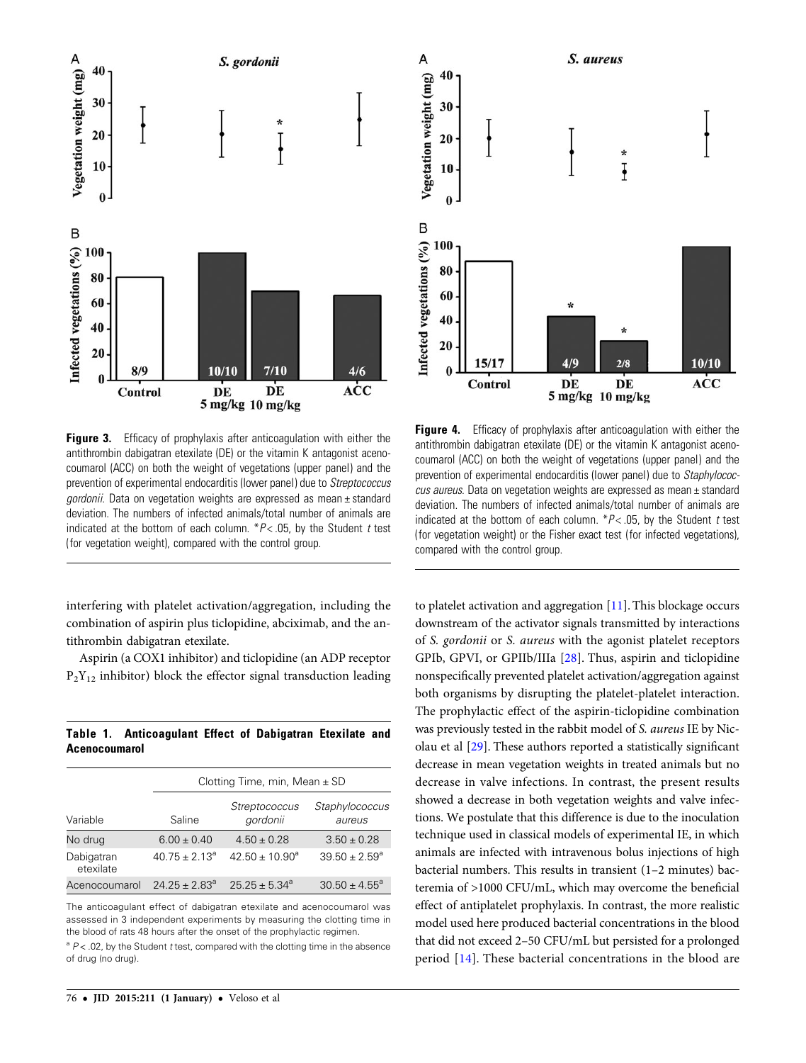**Figure 3.** Efficacy of prophylaxis after anticoagulation with either the antithrombin dabigatran etexilate (DE) or the vitamin K antagonist acenocoumarol (ACC) on both the weight of vegetations (upper panel) and the prevention of experimental endocarditis (lower panel) due to *Streptococcus gordonii*. Data on vegetation weights are expressed as mean ± standard deviation. The numbers of infected animals/total number of animals are indicated at the bottom of each column. \*$P < .05$, by the Student *t* test (for vegetation weight), compared with the control group.

**Figure 4.** Efficacy of prophylaxis after anticoagulation with either the antithrombin dabigatran etexilate (DE) or the vitamin K antagonist acenocoumarol (ACC) on both the weight of vegetations (upper panel) and the prevention of experimental endocarditis (lower panel) due to *Staphylococcus aureus*. Data on vegetation weights are expressed as mean ± standard deviation. The numbers of infected animals/total number of animals are indicated at the bottom of each column. \*$P < .05$, by the Student *t* test (for vegetation weight) or the Fisher exact test (for infected vegetations), compared with the control group.

interfering with platelet activation/aggregation, including the combination of aspirin plus ticlopidine, abciximab, and the antithrombin dabigatran etexilate.

Aspirin (a COX1 inhibitor) and ticlopidine (an ADP receptor $P_2Y_{12}$ inhibitor) block the effector signal transduction leading to platelet activation and aggregation [11]. This blockage occurs downstream of the activator signals transmitted by interactions of *S. gordonii* or *S. aureus* with the agonist platelet receptors GPIb, GPVI, or GPIIb/IIIa [28]. Thus, aspirin and ticlopidine nonspecifically prevented platelet activation/aggregation against both organisms by disrupting the platelet-platelet interaction. The prophylactic effect of the aspirin-ticlopidine combination was previously tested in the rabbit model of *S. aureus* IE by Nicolau et al [29]. These authors reported a statistically significant decrease in mean vegetation weights in treated animals but no decrease in valve infections. In contrast, the present results showed a decrease in both vegetation weights and valve infections. We postulate that this difference is due to the inoculation technique used in classical models of experimental IE, in which animals are infected with intravenous bolus injections of high bacterial numbers. This results in transient (1–2 minutes) bacteremia of >1000 CFU/mL, which may overcome the beneficial effect of antiplatelet prophylaxis. In contrast, the more realistic model used here produced bacterial concentrations in the blood that did not exceed 2–50 CFU/mL but persisted for a prolonged period [14]. These bacterial concentrations in the blood are

**Table 1. Anticoagulant Effect of Dabigatran Etexilate and Acenocoumarol**

| | Clotting Time, min, Mean ± SD | | |
|---|---|---|---|
| Variable | Saline | *Streptococcus gordonii* | *Staphylococcus aureus* |
| No drug | 6.00 ± 0.40 | 4.50 ± 0.28 | 3.50 ± 0.28 |
| Dabigatran etexilate | 40.75 ± 2.13[a] | 42.50 ± 10.90[a] | 39.50 ± 2.59[a] |
| Acenocoumarol | 24.25 ± 2.83[a] | 25.25 ± 5.34[a] | 30.50 ± 4.55[a] |

The anticoagulant effect of dabigatran etexilate and acenocoumarol was assessed in 3 independent experiments by measuring the clotting time in the blood of rats 48 hours after the onset of the prophylactic regimen.

[a] $P < .02$, by the Student *t* test, compared with the clotting time in the absence of drug (no drug).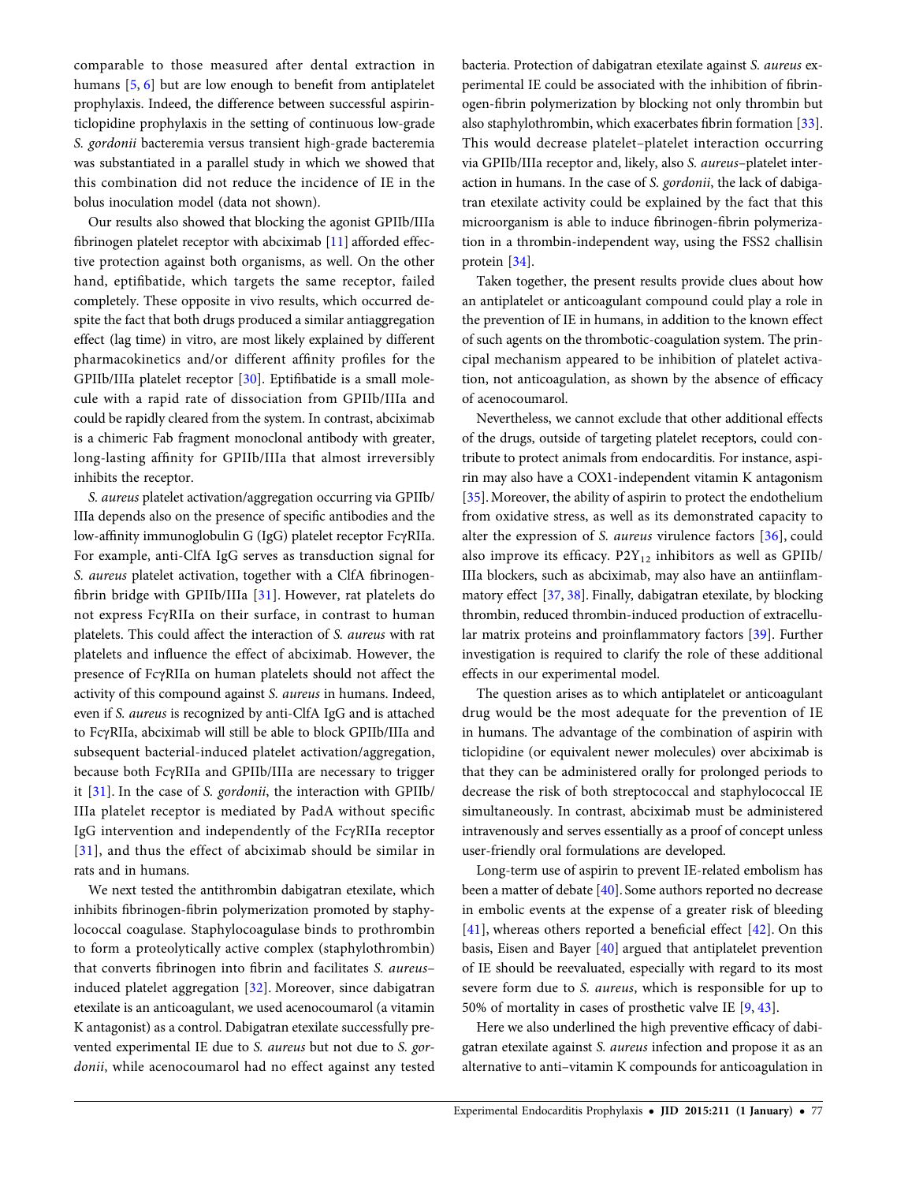comparable to those measured after dental extraction in humans [5, 6] but are low enough to benefit from antiplatelet prophylaxis. Indeed, the difference between successful aspirin-ticlopidine prophylaxis in the setting of continuous low-grade *S. gordonii* bacteremia versus transient high-grade bacteremia was substantiated in a parallel study in which we showed that this combination did not reduce the incidence of IE in the bolus inoculation model (data not shown).

Our results also showed that blocking the agonist GPIIb/IIIa fibrinogen platelet receptor with abciximab [11] afforded effective protection against both organisms, as well. On the other hand, eptifibatide, which targets the same receptor, failed completely. These opposite in vivo results, which occurred despite the fact that both drugs produced a similar antiaggregation effect (lag time) in vitro, are most likely explained by different pharmacokinetics and/or different affinity profiles for the GPIIb/IIIa platelet receptor [30]. Eptifibatide is a small molecule with a rapid rate of dissociation from GPIIb/IIIa and could be rapidly cleared from the system. In contrast, abciximab is a chimeric Fab fragment monoclonal antibody with greater, long-lasting affinity for GPIIb/IIIa that almost irreversibly inhibits the receptor.

*S. aureus* platelet activation/aggregation occurring via GPIIb/IIIa depends also on the presence of specific antibodies and the low-affinity immunoglobulin G (IgG) platelet receptor FcγRIIa. For example, anti-ClfA IgG serves as transduction signal for *S. aureus* platelet activation, together with a ClfA fibrinogen-fibrin bridge with GPIIb/IIIa [31]. However, rat platelets do not express FcγRIIa on their surface, in contrast to human platelets. This could affect the interaction of *S. aureus* with rat platelets and influence the effect of abciximab. However, the presence of FcγRIIa on human platelets should not affect the activity of this compound against *S. aureus* in humans. Indeed, even if *S. aureus* is recognized by anti-ClfA IgG and is attached to FcγRIIa, abciximab will still be able to block GPIIb/IIIa and subsequent bacterial-induced platelet activation/aggregation, because both FcγRIIa and GPIIb/IIIa are necessary to trigger it [31]. In the case of *S. gordonii*, the interaction with GPIIb/IIIa platelet receptor is mediated by PadA without specific IgG intervention and independently of the FcγRIIa receptor [31], and thus the effect of abciximab should be similar in rats and in humans.

We next tested the antithrombin dabigatran etexilate, which inhibits fibrinogen-fibrin polymerization promoted by staphylococcal coagulase. Staphylocoagulase binds to prothrombin to form a proteolytically active complex (staphylothrombin) that converts fibrinogen into fibrin and facilitates *S. aureus*–induced platelet aggregation [32]. Moreover, since dabigatran etexilate is an anticoagulant, we used acenocoumarol (a vitamin K antagonist) as a control. Dabigatran etexilate successfully prevented experimental IE due to *S. aureus* but not due to *S. gordonii*, while acenocoumarol had no effect against any tested bacteria. Protection of dabigatran etexilate against *S. aureus* experimental IE could be associated with the inhibition of fibrinogen-fibrin polymerization by blocking not only thrombin but also staphylothrombin, which exacerbates fibrin formation [33]. This would decrease platelet–platelet interaction occurring via GPIIb/IIIa receptor and, likely, also *S. aureus*–platelet interaction in humans. In the case of *S. gordonii*, the lack of dabigatran etexilate activity could be explained by the fact that this microorganism is able to induce fibrinogen-fibrin polymerization in a thrombin-independent way, using the FSS2 challisin protein [34].

Taken together, the present results provide clues about how an antiplatelet or anticoagulant compound could play a role in the prevention of IE in humans, in addition to the known effect of such agents on the thrombotic-coagulation system. The principal mechanism appeared to be inhibition of platelet activation, not anticoagulation, as shown by the absence of efficacy of acenocoumarol.

Nevertheless, we cannot exclude that other additional effects of the drugs, outside of targeting platelet receptors, could contribute to protect animals from endocarditis. For instance, aspirin may also have a COX1-independent vitamin K antagonism [35]. Moreover, the ability of aspirin to protect the endothelium from oxidative stress, as well as its demonstrated capacity to alter the expression of *S. aureus* virulence factors [36], could also improve its efficacy. $P2Y_{12}$ inhibitors as well as GPIIb/IIIa blockers, such as abciximab, may also have an antiinflammatory effect [37, 38]. Finally, dabigatran etexilate, by blocking thrombin, reduced thrombin-induced production of extracellular matrix proteins and proinflammatory factors [39]. Further investigation is required to clarify the role of these additional effects in our experimental model.

The question arises as to which antiplatelet or anticoagulant drug would be the most adequate for the prevention of IE in humans. The advantage of the combination of aspirin with ticlopidine (or equivalent newer molecules) over abciximab is that they can be administered orally for prolonged periods to decrease the risk of both streptococcal and staphylococcal IE simultaneously. In contrast, abciximab must be administered intravenously and serves essentially as a proof of concept unless user-friendly oral formulations are developed.

Long-term use of aspirin to prevent IE-related embolism has been a matter of debate [40]. Some authors reported no decrease in embolic events at the expense of a greater risk of bleeding [41], whereas others reported a beneficial effect [42]. On this basis, Eisen and Bayer [40] argued that antiplatelet prevention of IE should be reevaluated, especially with regard to its most severe form due to *S. aureus*, which is responsible for up to 50% of mortality in cases of prosthetic valve IE [9, 43].

Here we also underlined the high preventive efficacy of dabigatran etexilate against *S. aureus* infection and propose it as an alternative to anti–vitamin K compounds for anticoagulation in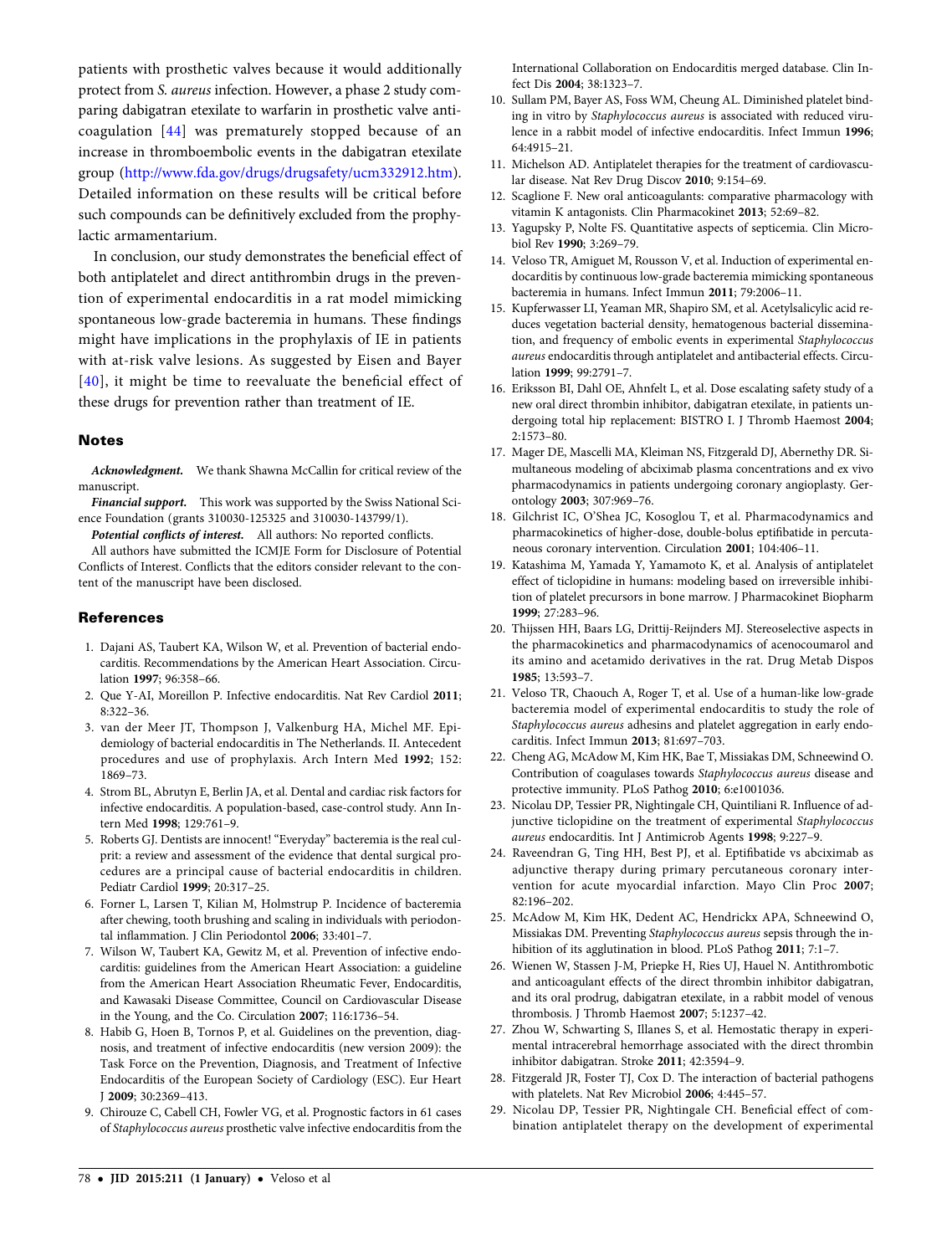patients with prosthetic valves because it would additionally protect from *S. aureus* infection. However, a phase 2 study comparing dabigatran etexilate to warfarin in prosthetic valve anticoagulation [44] was prematurely stopped because of an increase in thromboembolic events in the dabigatran etexilate group (http://www.fda.gov/drugs/drugsafety/ucm332912.htm). Detailed information on these results will be critical before such compounds can be definitively excluded from the prophylactic armamentarium.

In conclusion, our study demonstrates the beneficial effect of both antiplatelet and direct antithrombin drugs in the prevention of experimental endocarditis in a rat model mimicking spontaneous low-grade bacteremia in humans. These findings might have implications in the prophylaxis of IE in patients with at-risk valve lesions. As suggested by Eisen and Bayer [40], it might be time to reevaluate the beneficial effect of these drugs for prevention rather than treatment of IE.

## Notes

***Acknowledgment.*** We thank Shawna McCallin for critical review of the manuscript.

***Financial support.*** This work was supported by the Swiss National Science Foundation (grants 310030-125325 and 310030-143799/1).

***Potential conflicts of interest.*** All authors: No reported conflicts.

All authors have submitted the ICMJE Form for Disclosure of Potential Conflicts of Interest. Conflicts that the editors consider relevant to the content of the manuscript have been disclosed.

## References

1. Dajani AS, Taubert KA, Wilson W, et al. Prevention of bacterial endocarditis. Recommendations by the American Heart Association. Circulation **1997**; 96:358–66.
2. Que Y-AI, Moreillon P. Infective endocarditis. Nat Rev Cardiol **2011**; 8:322–36.
3. van der Meer JT, Thompson J, Valkenburg HA, Michel MF. Epidemiology of bacterial endocarditis in The Netherlands. II. Antecedent procedures and use of prophylaxis. Arch Intern Med **1992**; 152: 1869–73.
4. Strom BL, Abrutyn E, Berlin JA, et al. Dental and cardiac risk factors for infective endocarditis. A population-based, case-control study. Ann Intern Med **1998**; 129:761–9.
5. Roberts GJ. Dentists are innocent! "Everyday" bacteremia is the real culprit: a review and assessment of the evidence that dental surgical procedures are a principal cause of bacterial endocarditis in children. Pediatr Cardiol **1999**; 20:317–25.
6. Forner L, Larsen T, Kilian M, Holmstrup P. Incidence of bacteremia after chewing, tooth brushing and scaling in individuals with periodontal inflammation. J Clin Periodontol **2006**; 33:401–7.
7. Wilson W, Taubert KA, Gewitz M, et al. Prevention of infective endocarditis: guidelines from the American Heart Association: a guideline from the American Heart Association Rheumatic Fever, Endocarditis, and Kawasaki Disease Committee, Council on Cardiovascular Disease in the Young, and the Co. Circulation **2007**; 116:1736–54.
8. Habib G, Hoen B, Tornos P, et al. Guidelines on the prevention, diagnosis, and treatment of infective endocarditis (new version 2009): the Task Force on the Prevention, Diagnosis, and Treatment of Infective Endocarditis of the European Society of Cardiology (ESC). Eur Heart J **2009**; 30:2369–413.
9. Chirouze C, Cabell CH, Fowler VG, et al. Prognostic factors in 61 cases of *Staphylococcus aureus* prosthetic valve infective endocarditis from the International Collaboration on Endocarditis merged database. Clin Infect Dis **2004**; 38:1323–7.
10. Sullam PM, Bayer AS, Foss WM, Cheung AL. Diminished platelet binding in vitro by *Staphylococcus aureus* is associated with reduced virulence in a rabbit model of infective endocarditis. Infect Immun **1996**; 64:4915–21.
11. Michelson AD. Antiplatelet therapies for the treatment of cardiovascular disease. Nat Rev Drug Discov **2010**; 9:154–69.
12. Scaglione F. New oral anticoagulants: comparative pharmacology with vitamin K antagonists. Clin Pharmacokinet **2013**; 52:69–82.
13. Yagupsky P, Nolte FS. Quantitative aspects of septicemia. Clin Microbiol Rev **1990**; 3:269–79.
14. Veloso TR, Amiguet M, Rousson V, et al. Induction of experimental endocarditis by continuous low-grade bacteremia mimicking spontaneous bacteremia in humans. Infect Immun **2011**; 79:2006–11.
15. Kupferwasser LI, Yeaman MR, Shapiro SM, et al. Acetylsalicylic acid reduces vegetation bacterial density, hematogenous bacterial dissemination, and frequency of embolic events in experimental *Staphylococcus aureus* endocarditis through antiplatelet and antibacterial effects. Circulation **1999**; 99:2791–7.
16. Eriksson BI, Dahl OE, Ahnfelt L, et al. Dose escalating safety study of a new oral direct thrombin inhibitor, dabigatran etexilate, in patients undergoing total hip replacement: BISTRO I. J Thromb Haemost **2004**; 2:1573–80.
17. Mager DE, Mascelli MA, Kleiman NS, Fitzgerald DJ, Abernethy DR. Simultaneous modeling of abciximab plasma concentrations and ex vivo pharmacodynamics in patients undergoing coronary angioplasty. Gerontology **2003**; 307:969–76.
18. Gilchrist IC, O'Shea JC, Kosoglou T, et al. Pharmacodynamics and pharmacokinetics of higher-dose, double-bolus eptifibatide in percutaneous coronary intervention. Circulation **2001**; 104:406–11.
19. Katashima M, Yamada Y, Yamamoto K, et al. Analysis of antiplatelet effect of ticlopidine in humans: modeling based on irreversible inhibition of platelet precursors in bone marrow. J Pharmacokinet Biopharm **1999**; 27:283–96.
20. Thijssen HH, Baars LG, Drittij-Reijnders MJ. Stereoselective aspects in the pharmacokinetics and pharmacodynamics of acenocoumarol and its amino and acetamido derivatives in the rat. Drug Metab Dispos **1985**; 13:593–7.
21. Veloso TR, Chaouch A, Roger T, et al. Use of a human-like low-grade bacteremia model of experimental endocarditis to study the role of *Staphylococcus aureus* adhesins and platelet aggregation in early endocarditis. Infect Immun **2013**; 81:697–703.
22. Cheng AG, McAdow M, Kim HK, Bae T, Missiakas DM, Schneewind O. Contribution of coagulases towards *Staphylococcus aureus* disease and protective immunity. PLoS Pathog **2010**; 6:e1001036.
23. Nicolau DP, Tessier PR, Nightingale CH, Quintiliani R. Influence of adjunctive ticlopidine on the treatment of experimental *Staphylococcus aureus* endocarditis. Int J Antimicrob Agents **1998**; 9:227–9.
24. Raveendran G, Ting HH, Best PJ, et al. Eptifibatide vs abciximab as adjunctive therapy during primary percutaneous coronary intervention for acute myocardial infarction. Mayo Clin Proc **2007**; 82:196–202.
25. McAdow M, Kim HK, Dedent AC, Hendrickx APA, Schneewind O, Missiakas DM. Preventing *Staphylococcus aureus* sepsis through the inhibition of its agglutination in blood. PLoS Pathog **2011**; 7:1–7.
26. Wienen W, Stassen J-M, Priepke H, Ries UJ, Hauel N. Antithrombotic and anticoagulant effects of the direct thrombin inhibitor dabigatran, and its oral prodrug, dabigatran etexilate, in a rabbit model of venous thrombosis. J Thromb Haemost **2007**; 5:1237–42.
27. Zhou W, Schwarting S, Illanes S, et al. Hemostatic therapy in experimental intracerebral hemorrhage associated with the direct thrombin inhibitor dabigatran. Stroke **2011**; 42:3594–9.
28. Fitzgerald JR, Foster TJ, Cox D. The interaction of bacterial pathogens with platelets. Nat Rev Microbiol **2006**; 4:445–57.
29. Nicolau DP, Tessier PR, Nightingale CH. Beneficial effect of combination antiplatelet therapy on the development of experimental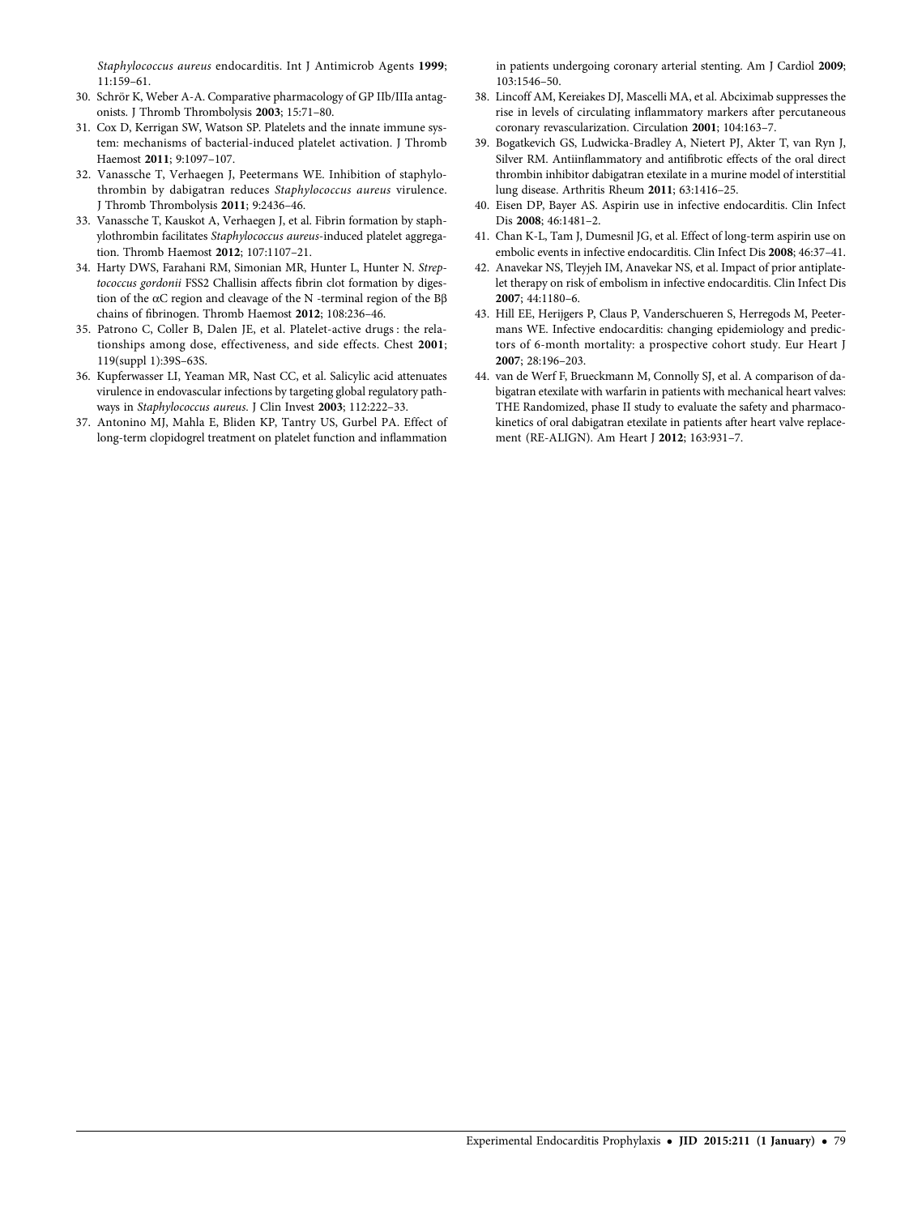*Staphylococcus aureus* endocarditis. Int J Antimicrob Agents **1999**; 11:159–61.

30. Schrör K, Weber A-A. Comparative pharmacology of GP IIb/IIIa antagonists. J Thromb Thrombolysis **2003**; 15:71–80.
31. Cox D, Kerrigan SW, Watson SP. Platelets and the innate immune system: mechanisms of bacterial-induced platelet activation. J Thromb Haemost **2011**; 9:1097–107.
32. Vanassche T, Verhaegen J, Peetermans WE. Inhibition of staphylothrombin by dabigatran reduces *Staphylococcus aureus* virulence. J Thromb Thrombolysis **2011**; 9:2436–46.
33. Vanassche T, Kauskot A, Verhaegen J, et al. Fibrin formation by staphylothrombin facilitates *Staphylococcus aureus*-induced platelet aggregation. Thromb Haemost **2012**; 107:1107–21.
34. Harty DWS, Farahani RM, Simonian MR, Hunter L, Hunter N. *Streptococcus gordonii* FSS2 Challisin affects fibrin clot formation by digestion of the αC region and cleavage of the N -terminal region of the Bβ chains of fibrinogen. Thromb Haemost **2012**; 108:236–46.
35. Patrono C, Coller B, Dalen JE, et al. Platelet-active drugs : the relationships among dose, effectiveness, and side effects. Chest **2001**; 119(suppl 1):39S–63S.
36. Kupferwasser LI, Yeaman MR, Nast CC, et al. Salicylic acid attenuates virulence in endovascular infections by targeting global regulatory pathways in *Staphylococcus aureus*. J Clin Invest **2003**; 112:222–33.
37. Antonino MJ, Mahla E, Bliden KP, Tantry US, Gurbel PA. Effect of long-term clopidogrel treatment on platelet function and inflammation in patients undergoing coronary arterial stenting. Am J Cardiol **2009**; 103:1546–50.
38. Lincoff AM, Kereiakes DJ, Mascelli MA, et al. Abciximab suppresses the rise in levels of circulating inflammatory markers after percutaneous coronary revascularization. Circulation **2001**; 104:163–7.
39. Bogatkevich GS, Ludwicka-Bradley A, Nietert PJ, Akter T, van Ryn J, Silver RM. Antiinflammatory and antifibrotic effects of the oral direct thrombin inhibitor dabigatran etexilate in a murine model of interstitial lung disease. Arthritis Rheum **2011**; 63:1416–25.
40. Eisen DP, Bayer AS. Aspirin use in infective endocarditis. Clin Infect Dis **2008**; 46:1481–2.
41. Chan K-L, Tam J, Dumesnil JG, et al. Effect of long-term aspirin use on embolic events in infective endocarditis. Clin Infect Dis **2008**; 46:37–41.
42. Anavekar NS, Tleyjeh IM, Anavekar NS, et al. Impact of prior antiplatelet therapy on risk of embolism in infective endocarditis. Clin Infect Dis **2007**; 44:1180–6.
43. Hill EE, Herijgers P, Claus P, Vanderschueren S, Herregods M, Peetermans WE. Infective endocarditis: changing epidemiology and predictors of 6-month mortality: a prospective cohort study. Eur Heart J **2007**; 28:196–203.
44. van de Werf F, Brueckmann M, Connolly SJ, et al. A comparison of dabigatran etexilate with warfarin in patients with mechanical heart valves: THE Randomized, phase II study to evaluate the safety and pharmacokinetics of oral dabigatran etexilate in patients after heart valve replacement (RE-ALIGN). Am Heart J **2012**; 163:931–7.